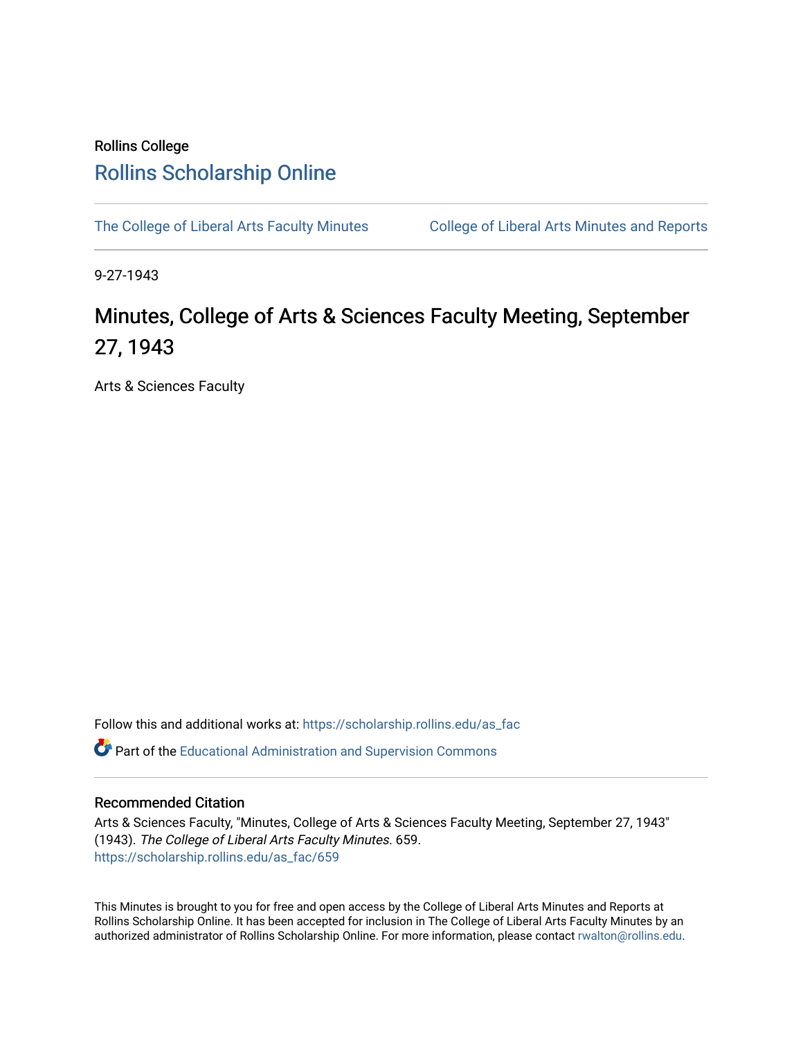Rollins College

# Rollins Scholarship Online

The College of Liberal Arts Faculty Minutes

College of Liberal Arts Minutes and Reports

9-27-1943

# Minutes, College of Arts & Sciences Faculty Meeting, September 27, 1943

Arts & Sciences Faculty

Follow this and additional works at: https://scholarship.rollins.edu/as_fac

Part of the Educational Administration and Supervision Commons

## Recommended Citation

Arts & Sciences Faculty, "Minutes, College of Arts & Sciences Faculty Meeting, September 27, 1943" (1943). *The College of Liberal Arts Faculty Minutes*. 659.
https://scholarship.rollins.edu/as_fac/659

This Minutes is brought to you for free and open access by the College of Liberal Arts Minutes and Reports at Rollins Scholarship Online. It has been accepted for inclusion in The College of Liberal Arts Faculty Minutes by an authorized administrator of Rollins Scholarship Online. For more information, please contact rwalton@rollins.edu.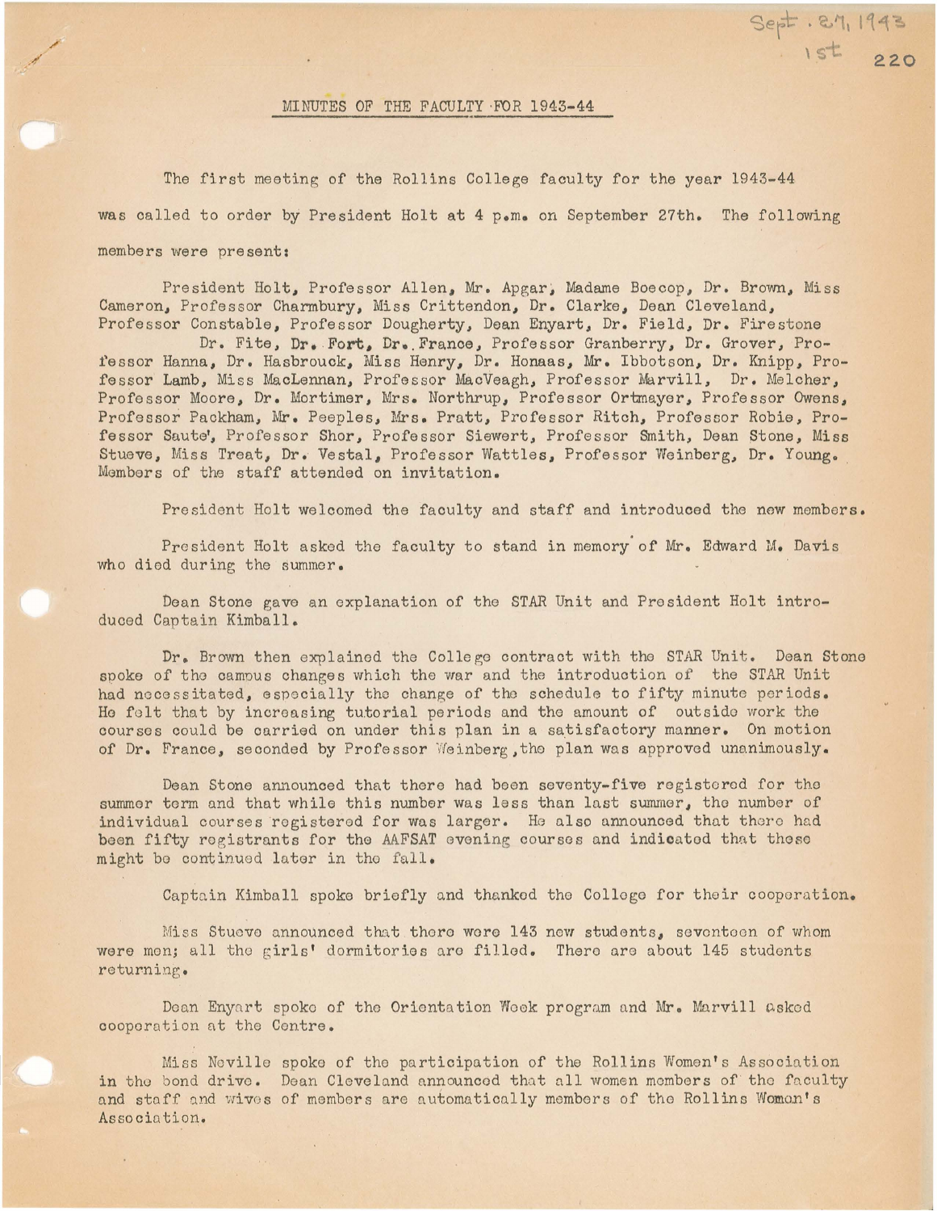Sept. 27, 1943
1st

## MINUTES OF THE FACULTY FOR 1943-44

The first meeting of the Rollins College faculty for the year 1943-44 was called to order by President Holt at 4 p.m. on September 27th. The following members were present:

President Holt, Professor Allen, Mr. Apgar, Madame Boecop, Dr. Brown, Miss Cameron, Professor Charmbury, Miss Crittendon, Dr. Clarke, Dean Cleveland, Professor Constable, Professor Dougherty, Dean Enyart, Dr. Field, Dr. Firestone Dr. Fite, Dr. Fort, Dr. France, Professor Granberry, Dr. Grover, Professor Hanna, Dr. Hasbrouck, Miss Henry, Dr. Honaas, Mr. Ibbotson, Dr. Knipp, Professor Lamb, Miss MacLennan, Professor MacVeagh, Professor Marvill, Dr. Melcher, Professor Moore, Dr. Mortimer, Mrs. Northrup, Professor Ortmayer, Professor Owens, Professor Packham, Mr. Peeples, Mrs. Pratt, Professor Ritch, Professor Robie, Professor Saute', Professor Shor, Professor Siewert, Professor Smith, Dean Stone, Miss Stueve, Miss Treat, Dr. Vestal, Professor Wattles, Professor Weinberg, Dr. Young. Members of the staff attended on invitation.

President Holt welcomed the faculty and staff and introduced the new members.

President Holt asked the faculty to stand in memory of Mr. Edward M. Davis who died during the summer.

Dean Stone gave an explanation of the STAR Unit and President Holt introduced Captain Kimball.

Dr. Brown then explained the College contract with the STAR Unit. Dean Stone spoke of the campus changes which the war and the introduction of the STAR Unit had necessitated, especially the change of the schedule to fifty minute periods. He felt that by increasing tutorial periods and the amount of outside work the courses could be carried on under this plan in a satisfactory manner. On motion of Dr. France, seconded by Professor Weinberg, the plan was approved unanimously.

Dean Stone announced that there had been seventy-five registered for the summer term and that while this number was less than last summer, the number of individual courses registered for was larger. He also announced that there had been fifty registrants for the AAFSAT evening courses and indicated that these might be continued later in the fall.

Captain Kimball spoke briefly and thanked the College for their cooperation.

Miss Stueve announced that there were 143 new students, seventeen of whom were men; all the girls' dormitories are filled. There are about 145 students returning.

Dean Enyart spoke of the Orientation Week program and Mr. Marvill asked cooperation at the Centre.

Miss Neville spoke of the participation of the Rollins Women's Association in the bond drive. Dean Cleveland announced that all women members of the faculty and staff and wives of members are automatically members of the Rollins Woman's Association.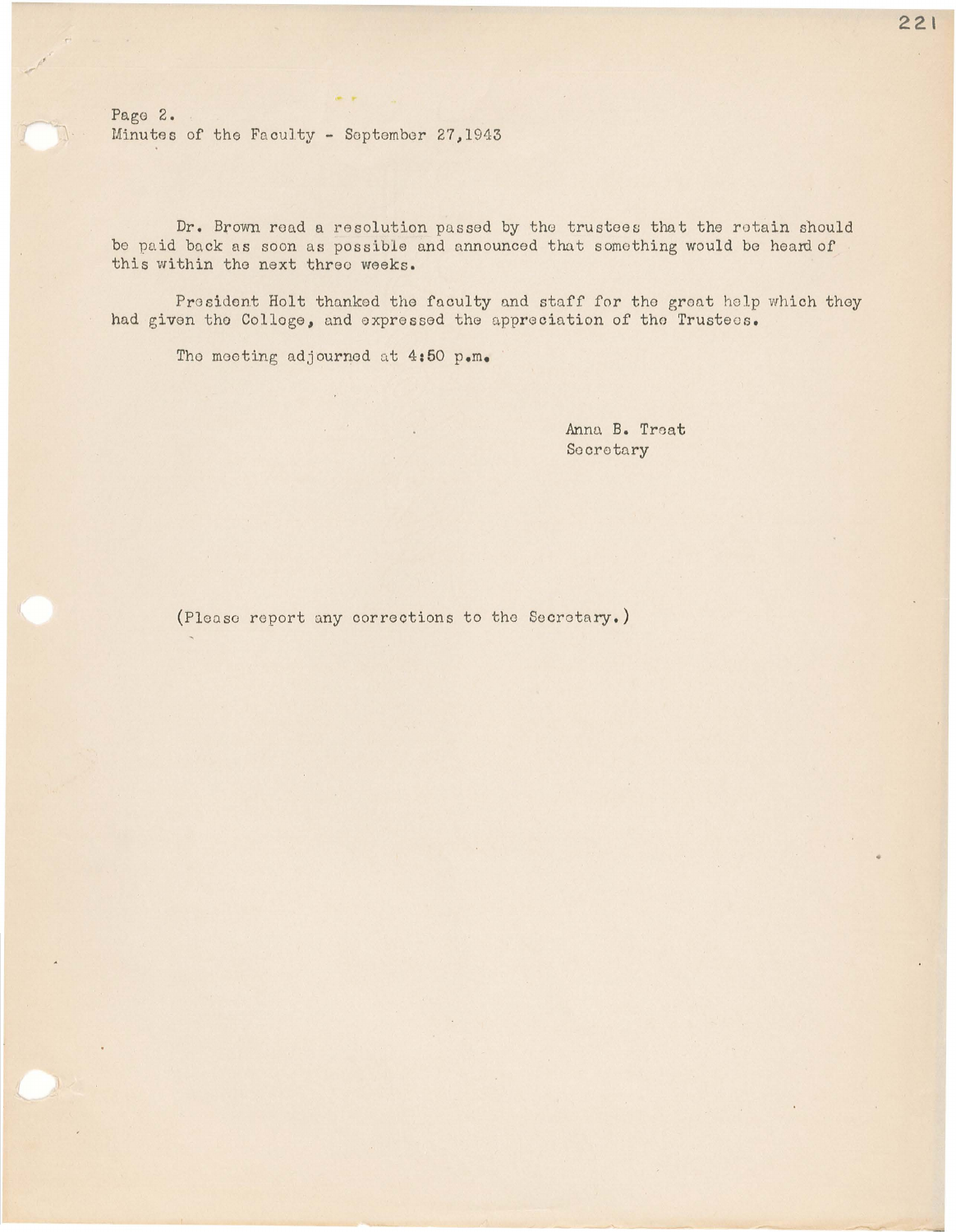Page 2.
Minutes of the Faculty - September 27,1943

Dr. Brown read a resolution passed by the trustees that the retain should be paid back as soon as possible and announced that something would be heard of this within the next three weeks.

President Holt thanked the faculty and staff for the great help which they had given the College, and expressed the appreciation of the Trustees.

The meeting adjourned at 4:50 p.m.

Anna B. Treat
Secretary

(Please report any corrections to the Secretary.)